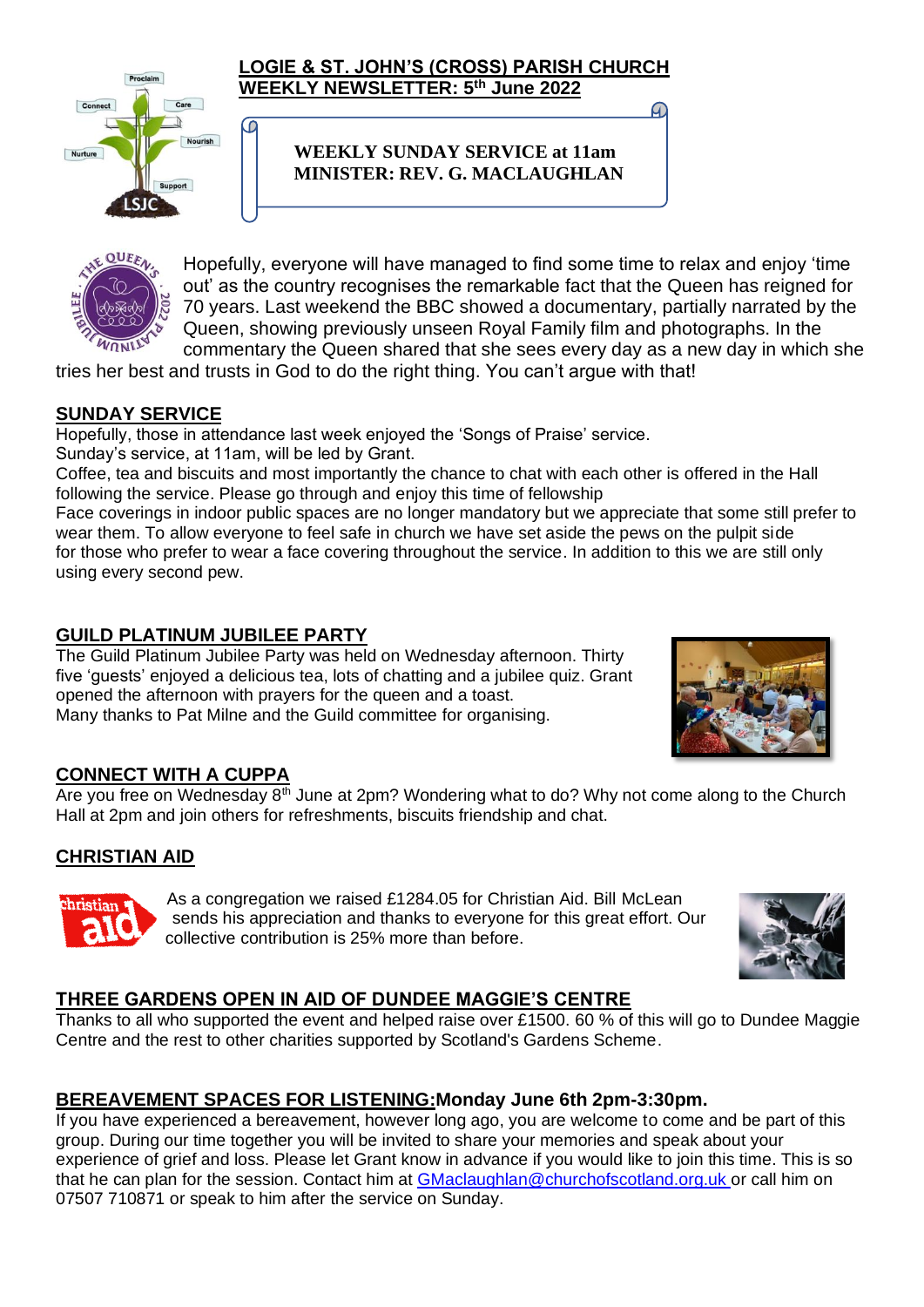# LOGIE & ST. JOHN'S (CROSS) PARISH CHURCH
## WEEKLY NEWSLETTER: 5th June 2022

**WEEKLY SUNDAY SERVICE at 11am**
**MINISTER: REV. G. MACLAUGHLAN**

Hopefully, everyone will have managed to find some time to relax and enjoy 'time out' as the country recognises the remarkable fact that the Queen has reigned for 70 years. Last weekend the BBC showed a documentary, partially narrated by the Queen, showing previously unseen Royal Family film and photographs. In the commentary the Queen shared that she sees every day as a new day in which she tries her best and trusts in God to do the right thing. You can't argue with that!

## SUNDAY SERVICE

Hopefully, those in attendance last week enjoyed the 'Songs of Praise' service.
Sunday's service, at 11am, will be led by Grant.
Coffee, tea and biscuits and most importantly the chance to chat with each other is offered in the Hall following the service. Please go through and enjoy this time of fellowship
Face coverings in indoor public spaces are no longer mandatory but we appreciate that some still prefer to wear them. To allow everyone to feel safe in church we have set aside the pews on the pulpit side for those who prefer to wear a face covering throughout the service. In addition to this we are still only using every second pew.

## GUILD PLATINUM JUBILEE PARTY

The Guild Platinum Jubilee Party was held on Wednesday afternoon. Thirty five 'guests' enjoyed a delicious tea, lots of chatting and a jubilee quiz. Grant opened the afternoon with prayers for the queen and a toast.
Many thanks to Pat Milne and the Guild committee for organising.

## CONNECT WITH A CUPPA

Are you free on Wednesday 8th June at 2pm? Wondering what to do? Why not come along to the Church Hall at 2pm and join others for refreshments, biscuits friendship and chat.

## CHRISTIAN AID

As a congregation we raised £1284.05 for Christian Aid. Bill McLean sends his appreciation and thanks to everyone for this great effort. Our collective contribution is 25% more than before.

## THREE GARDENS OPEN IN AID OF DUNDEE MAGGIE'S CENTRE

Thanks to all who supported the event and helped raise over £1500. 60 % of this will go to Dundee Maggie Centre and the rest to other charities supported by Scotland's Gardens Scheme.

## BEREAVEMENT SPACES FOR LISTENING: Monday June 6th 2pm-3:30pm.

If you have experienced a bereavement, however long ago, you are welcome to come and be part of this group. During our time together you will be invited to share your memories and speak about your experience of grief and loss. Please let Grant know in advance if you would like to join this time. This is so that he can plan for the session. Contact him at GMaclaughlan@churchofscotland.org.uk or call him on 07507 710871 or speak to him after the service on Sunday.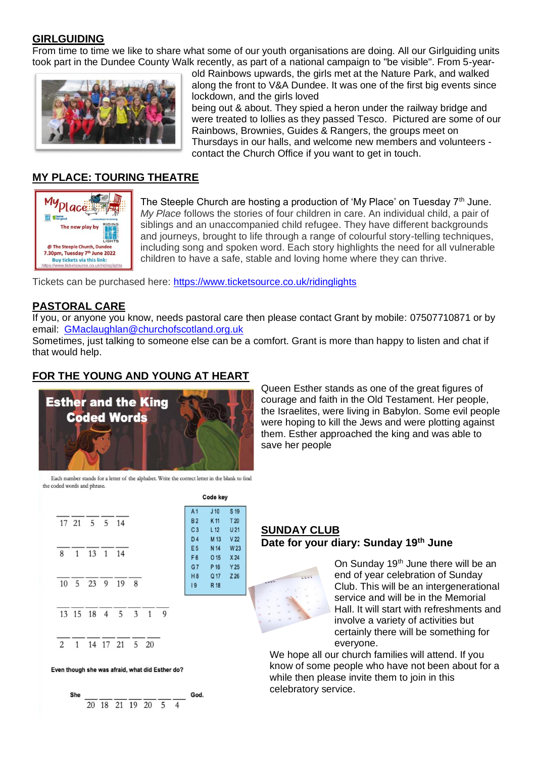## GIRLGUIDING

From time to time we like to share what some of our youth organisations are doing. All our Girlguiding units took part in the Dundee County Walk recently, as part of a national campaign to "be visible". From 5-year-old Rainbows upwards, the girls met at the Nature Park, and walked along the front to V&A Dundee. It was one of the first big events since lockdown, and the girls loved being out & about. They spied a heron under the railway bridge and were treated to lollies as they passed Tesco. Pictured are some of our Rainbows, Brownies, Guides & Rangers, the groups meet on Thursdays in our halls, and welcome new members and volunteers - contact the Church Office if you want to get in touch.

## MY PLACE: TOURING THEATRE

My Place

The new play by Riding Lights

@ The Steeple Church, Dundee
7.30pm, Tuesday 7th June 2022
Buy tickets via this link:
https://www.ticketsource.co.uk/ridinglights

The Steeple Church are hosting a production of 'My Place' on Tuesday 7th June. *My Place* follows the stories of four children in care. An individual child, a pair of siblings and an unaccompanied child refugee. They have different backgrounds and journeys, brought to life through a range of colourful story-telling techniques, including song and spoken word. Each story highlights the need for all vulnerable children to have a safe, stable and loving home where they can thrive.

Tickets can be purchased here: https://www.ticketsource.co.uk/ridinglights

## PASTORAL CARE

If you, or anyone you know, needs pastoral care then please contact Grant by mobile: 07507710871 or by email: GMaclaughlan@churchofscotland.org.uk

Sometimes, just talking to someone else can be a comfort. Grant is more than happy to listen and chat if that would help.

## FOR THE YOUNG AND YOUNG AT HEART

**Esther and the King**
**Coded Words**

Queen Esther stands as one of the great figures of courage and faith in the Old Testament. Her people, the Israelites, were living in Babylon. Some evil people were hoping to kill the Jews and were plotting against them. Esther approached the king and was able to save her people

Each number stands for a letter of the alphabet. Write the correct letter in the blank to find the coded words and phrase.

**Code key**

| | | |
|---|---|---|
| A 1 | J 10 | S 19 |
| B 2 | K 11 | T 20 |
| C 3 | L 12 | U 21 |
| D 4 | M 13 | V 22 |
| E 5 | N 14 | W 23 |
| F 6 | O 15 | X 24 |
| G 7 | P 16 | Y 25 |
| H 8 | Q 17 | Z 26 |
| I 9 | R 18 | |

___ ___ ___ ___ ___
17 21 5 5 14

___ ___ ___ ___ ___
8 1 13 1 14

___ ___ ___ ___ ___ ___
10 5 23 9 19 8

___ ___ ___ ___ ___ ___ ___ ___
13 15 18 4 5 3 1 9

___ ___ ___ ___ ___ ___ ___
2 1 14 17 21 5 20

**Even though she was afraid, what did Esther do?**

**She** ___ ___ ___ ___ ___ ___ ___ **God.**
20 18 21 19 20 5 4

## SUNDAY CLUB

**Date for your diary: Sunday 19th June**

On Sunday 19th June there will be an end of year celebration of Sunday Club. This will be an intergenerational service and will be in the Memorial Hall. It will start with refreshments and involve a variety of activities but certainly there will be something for everyone.

We hope all our church families will attend. If you know of some people who have not been about for a while then please invite them to join in this celebratory service.